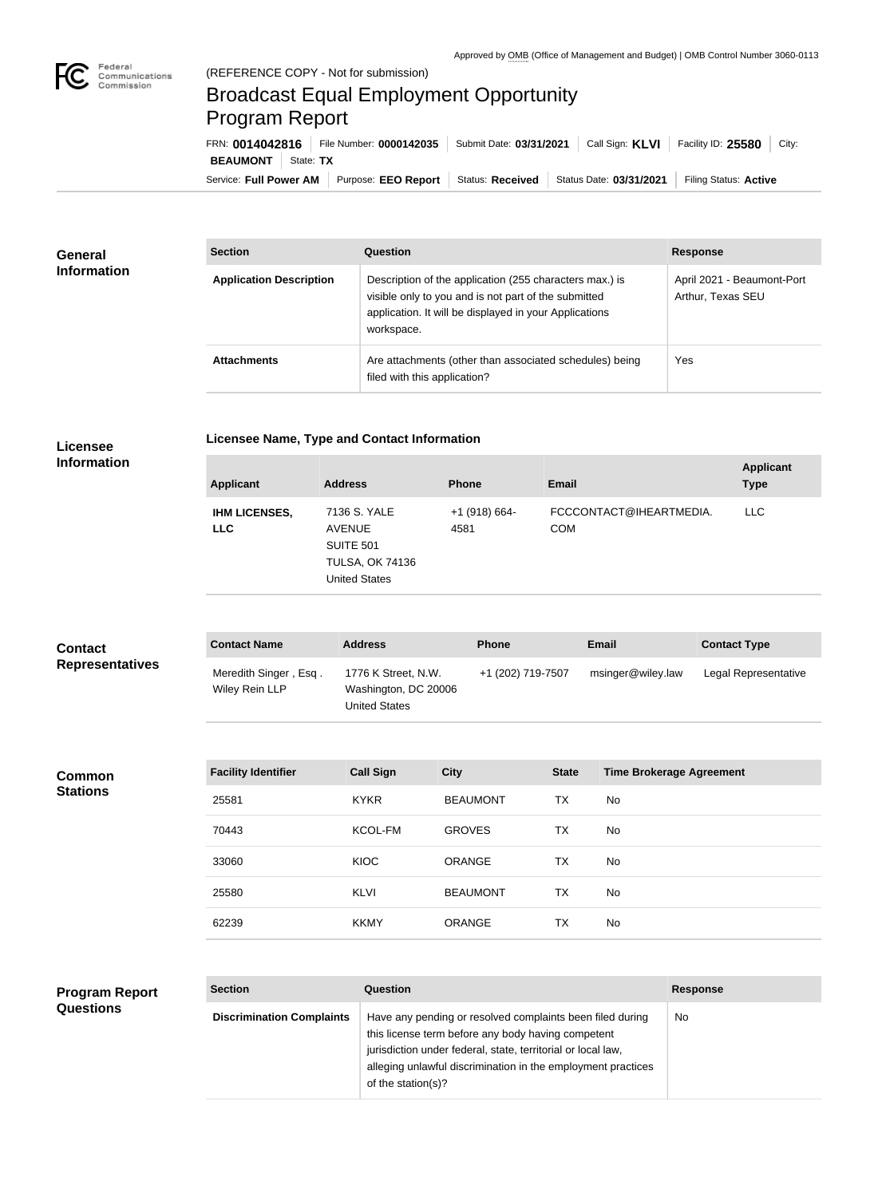Approved by OMB (Office of Management and Budget) | OMB Control Number 3060-0113

Federal Communications Commission

(REFERENCE COPY - Not for submission)

# Broadcast Equal Employment Opportunity Program Report

FRN: **0014042816** | File Number: **0000142035** | Submit Date: **03/31/2021** | Call Sign: **KLVI** | Facility ID: **25580** | City: **BEAUMONT** | State: **TX**

Service: **Full Power AM** | Purpose: **EEO Report** | Status: **Received** | Status Date: **03/31/2021** | Filing Status: **Active**

## General Information

| Section | Question | Response |
| --- | --- | --- |
| **Application Description** | Description of the application (255 characters max.) is visible only to you and is not part of the submitted application. It will be displayed in your Applications workspace. | April 2021 - Beaumont-Port Arthur, Texas SEU |
| **Attachments** | Are attachments (other than associated schedules) being filed with this application? | Yes |

## Licensee Information

### Licensee Name, Type and Contact Information

| Applicant | Address | Phone | Email | Applicant Type |
| --- | --- | --- | --- | --- |
| **IHM LICENSES, LLC** | 7136 S. YALE AVENUE SUITE 501 TULSA, OK 74136 United States | +1 (918) 664-4581 | FCCCONTACT@IHEARTMEDIA.COM | LLC |

## Contact Representatives

| Contact Name | Address | Phone | Email | Contact Type |
| --- | --- | --- | --- | --- |
| Meredith Singer , Esq . Wiley Rein LLP | 1776 K Street, N.W. Washington, DC 20006 United States | +1 (202) 719-7507 | msinger@wiley.law | Legal Representative |

## Common Stations

| Facility Identifier | Call Sign | City | State | Time Brokerage Agreement |
| --- | --- | --- | --- | --- |
| 25581 | KYKR | BEAUMONT | TX | No |
| 70443 | KCOL-FM | GROVES | TX | No |
| 33060 | KIOC | ORANGE | TX | No |
| 25580 | KLVI | BEAUMONT | TX | No |
| 62239 | KKMY | ORANGE | TX | No |

## Program Report Questions

| Section | Question | Response |
| --- | --- | --- |
| **Discrimination Complaints** | Have any pending or resolved complaints been filed during this license term before any body having competent jurisdiction under federal, state, territorial or local law, alleging unlawful discrimination in the employment practices of the station(s)? | No |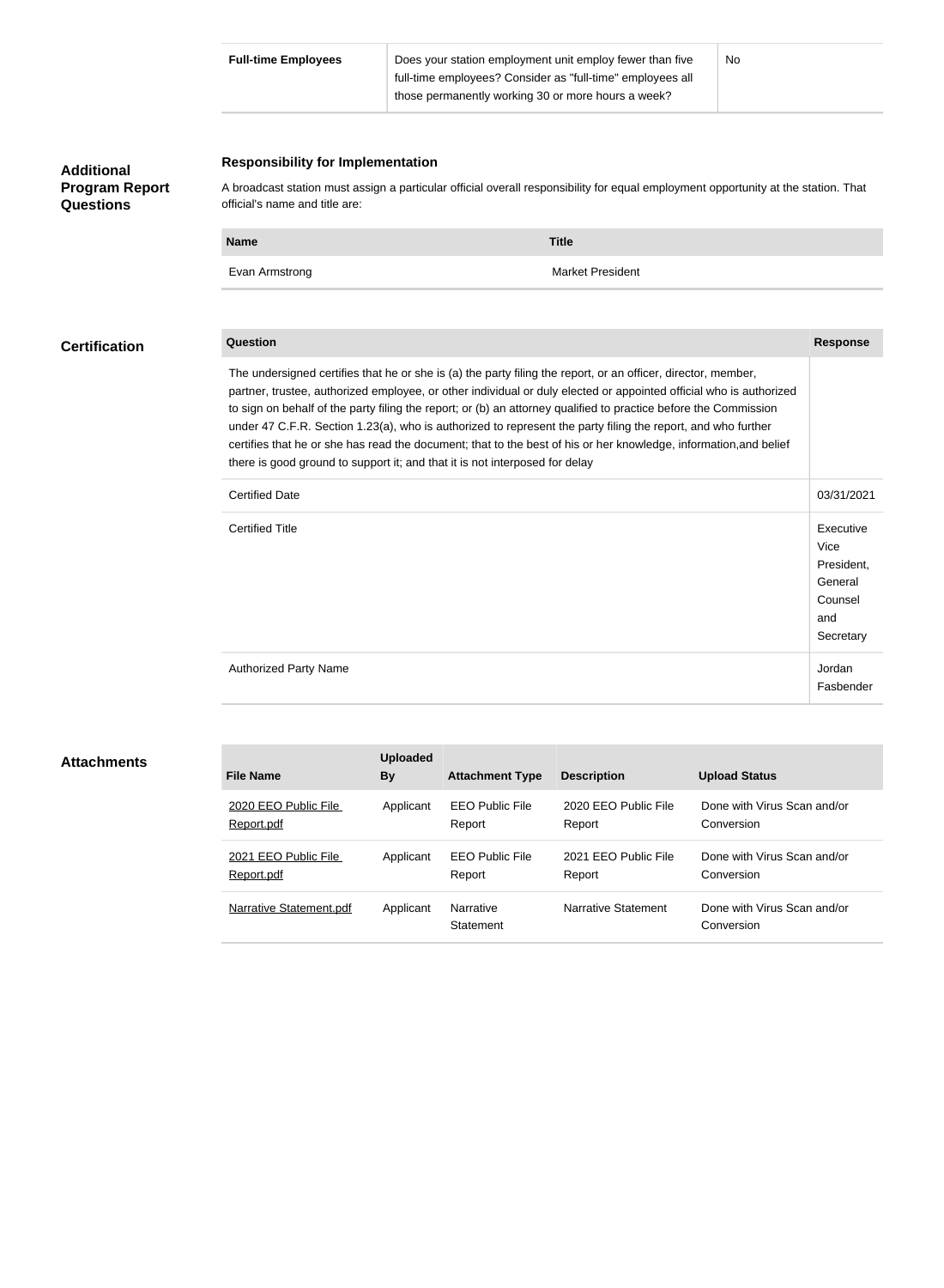| | | |
|---|---|---|
| **Full-time Employees** | Does your station employment unit employ fewer than five full-time employees? Consider as "full-time" employees all those permanently working 30 or more hours a week? | No |

## Additional Program Report Questions

### Responsibility for Implementation

A broadcast station must assign a particular official overall responsibility for equal employment opportunity at the station. That official's name and title are:

| Name | Title |
|---|---|
| Evan Armstrong | Market President |

## Certification

| Question | Response |
|---|---|
| The undersigned certifies that he or she is (a) the party filing the report, or an officer, director, member, partner, trustee, authorized employee, or other individual or duly elected or appointed official who is authorized to sign on behalf of the party filing the report; or (b) an attorney qualified to practice before the Commission under 47 C.F.R. Section 1.23(a), who is authorized to represent the party filing the report, and who further certifies that he or she has read the document; that to the best of his or her knowledge, information,and belief there is good ground to support it; and that it is not interposed for delay | |
| Certified Date | 03/31/2021 |
| Certified Title | Executive Vice President, General Counsel and Secretary |
| Authorized Party Name | Jordan Fasbender |

## Attachments

| File Name | Uploaded By | Attachment Type | Description | Upload Status |
|---|---|---|---|---|
| 2020 EEO Public File Report.pdf | Applicant | EEO Public File Report | 2020 EEO Public File Report | Done with Virus Scan and/or Conversion |
| 2021 EEO Public File Report.pdf | Applicant | EEO Public File Report | 2021 EEO Public File Report | Done with Virus Scan and/or Conversion |
| Narrative Statement.pdf | Applicant | Narrative Statement | Narrative Statement | Done with Virus Scan and/or Conversion |